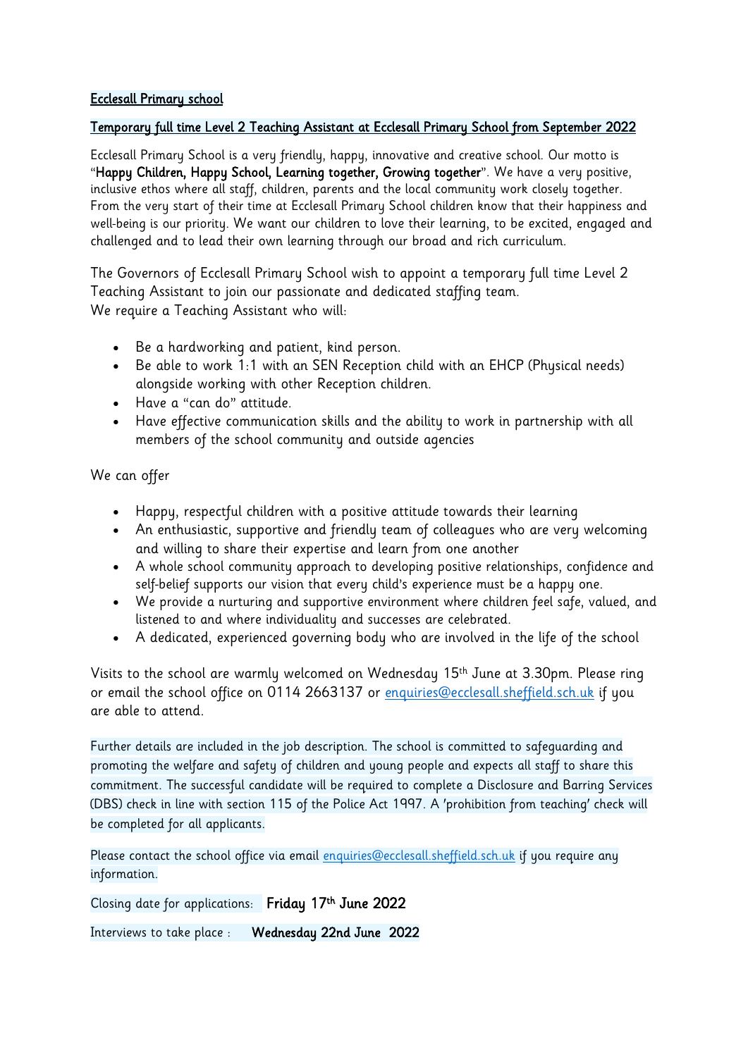## Ecclesall Primary school

### Temporary full time Level 2 Teaching Assistant at Ecclesall Primary School from September 2022

Ecclesall Primary School is a very friendly, happy, innovative and creative school. Our motto is "**Happy Children, Happy School, Learning together, Growing together**". We have a very positive, inclusive ethos where all staff, children, parents and the local community work closely together. From the very start of their time at Ecclesall Primary School children know that their happiness and well-being is our priority. We want our children to love their learning, to be excited, engaged and challenged and to lead their own learning through our broad and rich curriculum.

The Governors of Ecclesall Primary School wish to appoint a temporary full time Level 2 Teaching Assistant to join our passionate and dedicated staffing team.
We require a Teaching Assistant who will:

- Be a hardworking and patient, kind person.
- Be able to work 1:1 with an SEN Reception child with an EHCP (Physical needs) alongside working with other Reception children.
- Have a "can do" attitude.
- Have effective communication skills and the ability to work in partnership with all members of the school community and outside agencies

We can offer

- Happy, respectful children with a positive attitude towards their learning
- An enthusiastic, supportive and friendly team of colleagues who are very welcoming and willing to share their expertise and learn from one another
- A whole school community approach to developing positive relationships, confidence and self-belief supports our vision that every child's experience must be a happy one.
- We provide a nurturing and supportive environment where children feel safe, valued, and listened to and where individuality and successes are celebrated.
- A dedicated, experienced governing body who are involved in the life of the school

Visits to the school are warmly welcomed on Wednesday 15th June at 3.30pm. Please ring or email the school office on 0114 2663137 or enquiries@ecclesall.sheffield.sch.uk if you are able to attend.

Further details are included in the job description. The school is committed to safeguarding and promoting the welfare and safety of children and young people and expects all staff to share this commitment. The successful candidate will be required to complete a Disclosure and Barring Services (DBS) check in line with section 115 of the Police Act 1997. A 'prohibition from teaching' check will be completed for all applicants.

Please contact the school office via email enquiries@ecclesall.sheffield.sch.uk if you require any information.

Closing date for applications: **Friday 17th June 2022**

Interviews to take place : **Wednesday 22nd June 2022**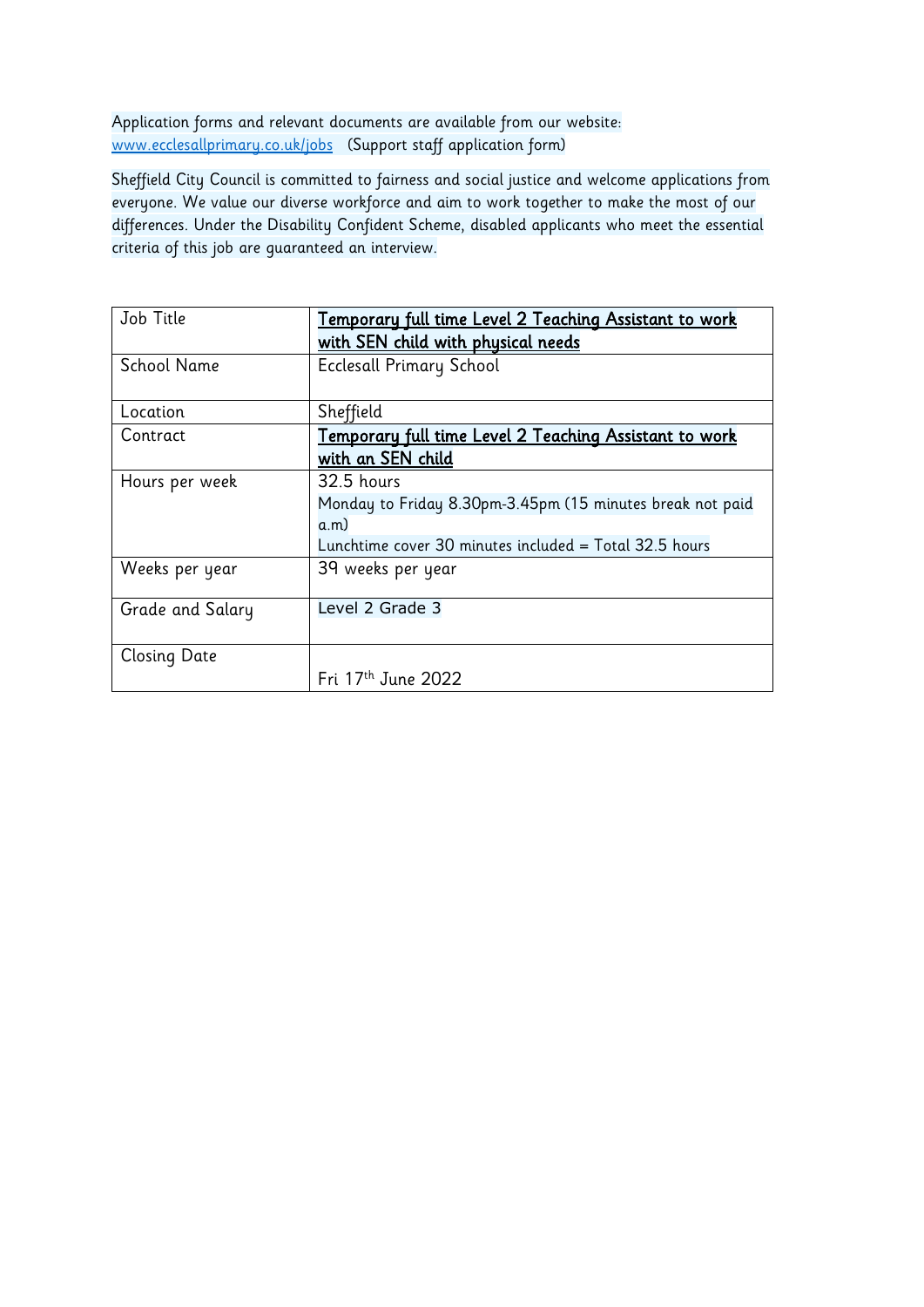Application forms and relevant documents are available from our website: [www.ecclesallprimary.co.uk/jobs](http://www.ecclesallprimary.co.uk/jobs) (Support staff application form)

Sheffield City Council is committed to fairness and social justice and welcome applications from everyone. We value our diverse workforce and aim to work together to make the most of our differences. Under the Disability Confident Scheme, disabled applicants who meet the essential criteria of this job are guaranteed an interview.

| | |
|---|---|
| Job Title | **Temporary full time Level 2 Teaching Assistant to work with SEN child with physical needs** |
| School Name | Ecclesall Primary School |
| Location | Sheffield |
| Contract | **Temporary full time Level 2 Teaching Assistant to work with an SEN child** |
| Hours per week | 32.5 hours<br>Monday to Friday 8.30pm-3.45pm (15 minutes break not paid a.m)<br>Lunchtime cover 30 minutes included = Total 32.5 hours |
| Weeks per year | 39 weeks per year |
| Grade and Salary | Level 2 Grade 3 |
| Closing Date | Fri 17th June 2022 |